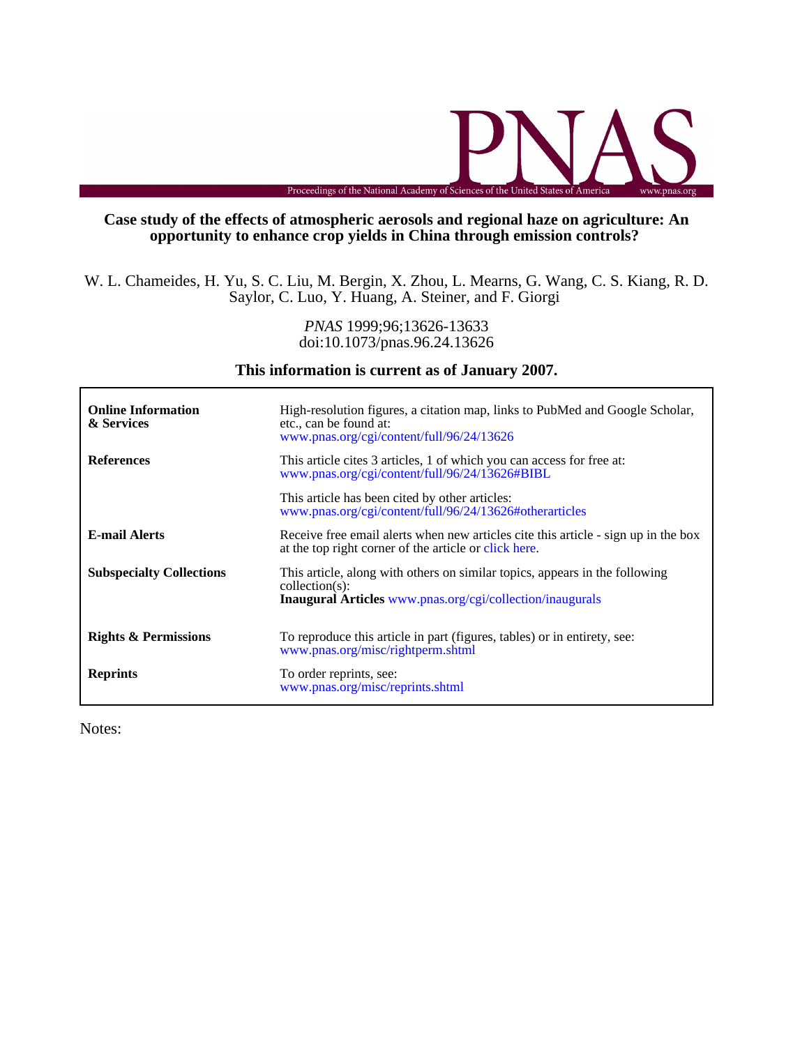**Case study of the effects of atmospheric aerosols and regional haze on agriculture: An opportunity to enhance crop yields in China through emission controls?**

W. L. Chameides, H. Yu, S. C. Liu, M. Bergin, X. Zhou, L. Mearns, G. Wang, C. S. Kiang, R. D. Saylor, C. Luo, Y. Huang, A. Steiner, and F. Giorgi

*PNAS* 1999;96;13626-13633
doi:10.1073/pnas.96.24.13626

**This information is current as of January 2007.**

| | |
|---|---|
| **Online Information & Services** | High-resolution figures, a citation map, links to PubMed and Google Scholar, etc., can be found at: www.pnas.org/cgi/content/full/96/24/13626 |
| **References** | This article cites 3 articles, 1 of which you can access for free at: www.pnas.org/cgi/content/full/96/24/13626#BIBL |
| | This article has been cited by other articles: www.pnas.org/cgi/content/full/96/24/13626#otherarticles |
| **E-mail Alerts** | Receive free email alerts when new articles cite this article - sign up in the box at the top right corner of the article or click here. |
| **Subspecialty Collections** | This article, along with others on similar topics, appears in the following collection(s): **Inaugural Articles** www.pnas.org/cgi/collection/inaugurals |
| **Rights & Permissions** | To reproduce this article in part (figures, tables) or in entirety, see: www.pnas.org/misc/rightperm.shtml |
| **Reprints** | To order reprints, see: www.pnas.org/misc/reprints.shtml |

Notes: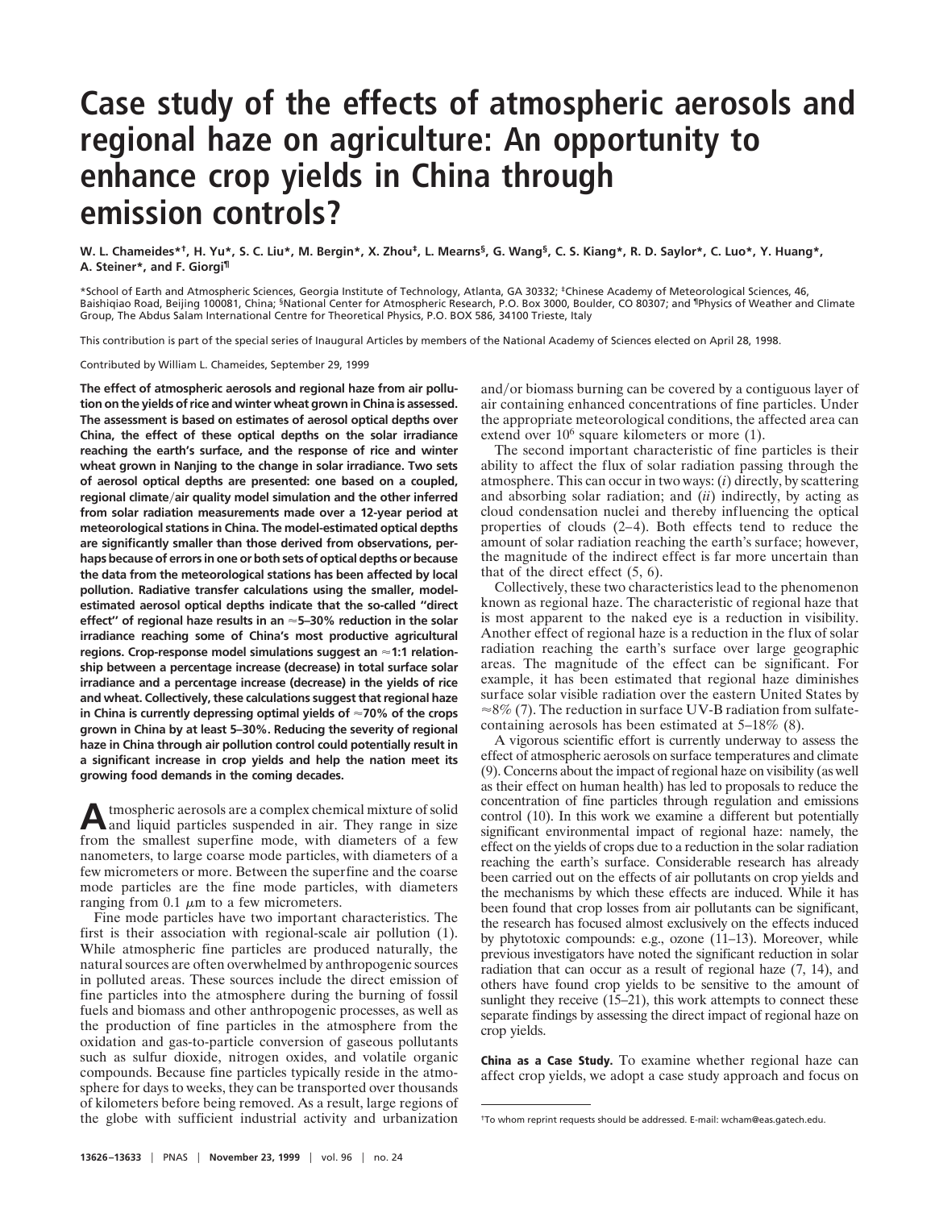# Case study of the effects of atmospheric aerosols and regional haze on agriculture: An opportunity to enhance crop yields in China through emission controls?

W. L. Chameides*[†], H. Yu*, S. C. Liu*, M. Bergin*, X. Zhou[‡], L. Mearns[§], G. Wang[§], C. S. Kiang*, R. D. Saylor*, C. Luo*, Y. Huang*, A. Steiner*, and F. Giorgi[¶]

*School of Earth and Atmospheric Sciences, Georgia Institute of Technology, Atlanta, GA 30332; [‡]Chinese Academy of Meteorological Sciences, 46, Baishiqiao Road, Beijing 100081, China; [§]National Center for Atmospheric Research, P.O. Box 3000, Boulder, CO 80307; and [¶]Physics of Weather and Climate Group, The Abdus Salam International Centre for Theoretical Physics, P.O. BOX 586, 34100 Trieste, Italy

This contribution is part of the special series of Inaugural Articles by members of the National Academy of Sciences elected on April 28, 1998.

Contributed by William L. Chameides, September 29, 1999

**The effect of atmospheric aerosols and regional haze from air pollution on the yields of rice and winter wheat grown in China is assessed. The assessment is based on estimates of aerosol optical depths over China, the effect of these optical depths on the solar irradiance reaching the earth's surface, and the response of rice and winter wheat grown in Nanjing to the change in solar irradiance. Two sets of aerosol optical depths are presented: one based on a coupled, regional climate/air quality model simulation and the other inferred from solar radiation measurements made over a 12-year period at meteorological stations in China. The model-estimated optical depths are significantly smaller than those derived from observations, perhaps because of errors in one or both sets of optical depths or because the data from the meteorological stations has been affected by local pollution. Radiative transfer calculations using the smaller, model-estimated aerosol optical depths indicate that the so-called "direct effect" of regional haze results in an ≈5–30% reduction in the solar irradiance reaching some of China's most productive agricultural regions. Crop-response model simulations suggest an ≈1:1 relationship between a percentage increase (decrease) in total surface solar irradiance and a percentage increase (decrease) in the yields of rice and wheat. Collectively, these calculations suggest that regional haze in China is currently depressing optimal yields of ≈70% of the crops grown in China by at least 5–30%. Reducing the severity of regional haze in China through air pollution control could potentially result in a significant increase in crop yields and help the nation meet its growing food demands in the coming decades.**

Atmospheric aerosols are a complex chemical mixture of solid and liquid particles suspended in air. They range in size from the smallest superfine mode, with diameters of a few nanometers, to large coarse mode particles, with diameters of a few micrometers or more. Between the superfine and the coarse mode particles are the fine mode particles, with diameters ranging from 0.1 $\mu$m to a few micrometers.

Fine mode particles have two important characteristics. The first is their association with regional-scale air pollution (1). While atmospheric fine particles are produced naturally, the natural sources are often overwhelmed by anthropogenic sources in polluted areas. These sources include the direct emission of fine particles into the atmosphere during the burning of fossil fuels and biomass and other anthropogenic processes, as well as the production of fine particles in the atmosphere from the oxidation and gas-to-particle conversion of gaseous pollutants such as sulfur dioxide, nitrogen oxides, and volatile organic compounds. Because fine particles typically reside in the atmosphere for days to weeks, they can be transported over thousands of kilometers before being removed. As a result, large regions of the globe with sufficient industrial activity and urbanization and/or biomass burning can be covered by a contiguous layer of air containing enhanced concentrations of fine particles. Under the appropriate meteorological conditions, the affected area can extend over $10^6$ square kilometers or more (1).

The second important characteristic of fine particles is their ability to affect the flux of solar radiation passing through the atmosphere. This can occur in two ways: (*i*) directly, by scattering and absorbing solar radiation; and (*ii*) indirectly, by acting as cloud condensation nuclei and thereby influencing the optical properties of clouds (2–4). Both effects tend to reduce the amount of solar radiation reaching the earth's surface; however, the magnitude of the indirect effect is far more uncertain than that of the direct effect (5, 6).

Collectively, these two characteristics lead to the phenomenon known as regional haze. The characteristic of regional haze that is most apparent to the naked eye is a reduction in visibility. Another effect of regional haze is a reduction in the flux of solar radiation reaching the earth's surface over large geographic areas. The magnitude of the effect can be significant. For example, it has been estimated that regional haze diminishes surface solar visible radiation over the eastern United States by ≈8% (7). The reduction in surface UV-B radiation from sulfate-containing aerosols has been estimated at 5–18% (8).

A vigorous scientific effort is currently underway to assess the effect of atmospheric aerosols on surface temperatures and climate (9). Concerns about the impact of regional haze on visibility (as well as their effect on human health) has led to proposals to reduce the concentration of fine particles through regulation and emissions control (10). In this work we examine a different but potentially significant environmental impact of regional haze: namely, the effect on the yields of crops due to a reduction in the solar radiation reaching the earth's surface. Considerable research has already been carried out on the effects of air pollutants on crop yields and the mechanisms by which these effects are induced. While it has been found that crop losses from air pollutants can be significant, the research has focused almost exclusively on the effects induced by phytotoxic compounds: e.g., ozone (11–13). Moreover, while previous investigators have noted the significant reduction in solar radiation that can occur as a result of regional haze (7, 14), and others have found crop yields to be sensitive to the amount of sunlight they receive (15–21), this work attempts to connect these separate findings by assessing the direct impact of regional haze on crop yields.

**China as a Case Study.** To examine whether regional haze can affect crop yields, we adopt a case study approach and focus on

[†]To whom reprint requests should be addressed. E-mail: wcham@eas.gatech.edu.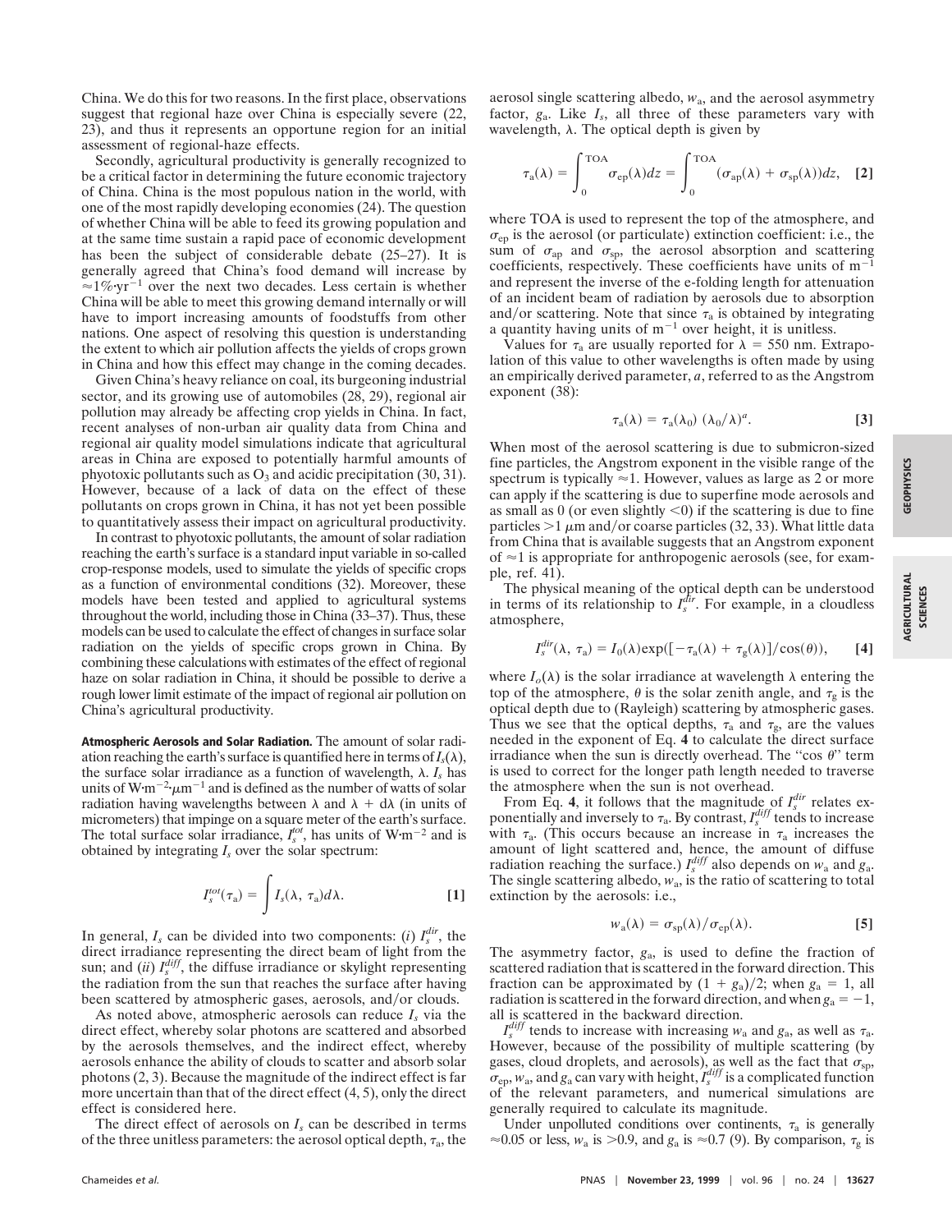China. We do this for two reasons. In the first place, observations suggest that regional haze over China is especially severe (22, 23), and thus it represents an opportune region for an initial assessment of regional-haze effects.

Secondly, agricultural productivity is generally recognized to be a critical factor in determining the future economic trajectory of China. China is the most populous nation in the world, with one of the most rapidly developing economies (24). The question of whether China will be able to feed its growing population and at the same time sustain a rapid pace of economic development has been the subject of considerable debate (25–27). It is generally agreed that China's food demand will increase by $\approx$1%$\cdot$yr$^{-1}$ over the next two decades. Less certain is whether China will be able to meet this growing demand internally or will have to import increasing amounts of foodstuffs from other nations. One aspect of resolving this question is understanding the extent to which air pollution affects the yields of crops grown in China and how this effect may change in the coming decades.

Given China's heavy reliance on coal, its burgeoning industrial sector, and its growing use of automobiles (28, 29), regional air pollution may already be affecting crop yields in China. In fact, recent analyses of non-urban air quality data from China and regional air quality model simulations indicate that agricultural areas in China are exposed to potentially harmful amounts of phyotoxic pollutants such as $O_3$ and acidic precipitation (30, 31). However, because of a lack of data on the effect of these pollutants on crops grown in China, it has not yet been possible to quantitatively assess their impact on agricultural productivity.

In contrast to phyotoxic pollutants, the amount of solar radiation reaching the earth's surface is a standard input variable in so-called crop-response models, used to simulate the yields of specific crops as a function of environmental conditions (32). Moreover, these models have been tested and applied to agricultural systems throughout the world, including those in China (33–37). Thus, these models can be used to calculate the effect of changes in surface solar radiation on the yields of specific crops grown in China. By combining these calculations with estimates of the effect of regional haze on solar radiation in China, it should be possible to derive a rough lower limit estimate of the impact of regional air pollution on China's agricultural productivity.

**Atmospheric Aerosols and Solar Radiation.** The amount of solar radiation reaching the earth's surface is quantified here in terms of $I_s(\lambda)$, the surface solar irradiance as a function of wavelength, $\lambda$. $I_s$ has units of W$\cdot$m$^{-2}\cdot\mu$m$^{-1}$ and is defined as the number of watts of solar radiation having wavelengths between $\lambda$ and $\lambda + d\lambda$ (in units of micrometers) that impinge on a square meter of the earth's surface. The total surface solar irradiance, $I_s^{tot}$, has units of W$\cdot$m$^{-2}$ and is obtained by integrating $I_s$ over the solar spectrum:

$$I_s^{tot}(\tau_a) = \int I_s(\lambda, \tau_a)d\lambda. \quad [1]$$

In general, $I_s$ can be divided into two components: (*i*) $I_s^{dir}$, the direct irradiance representing the direct beam of light from the sun; and (*ii*) $I_s^{diff}$, the diffuse irradiance or skylight representing the radiation from the sun that reaches the surface after having been scattered by atmospheric gases, aerosols, and/or clouds.

As noted above, atmospheric aerosols can reduce $I_s$ via the direct effect, whereby solar photons are scattered and absorbed by the aerosols themselves, and the indirect effect, whereby aerosols enhance the ability of clouds to scatter and absorb solar photons (2, 3). Because the magnitude of the indirect effect is far more uncertain than that of the direct effect (4, 5), only the direct effect is considered here.

The direct effect of aerosols on $I_s$ can be described in terms of the three unitless parameters: the aerosol optical depth, $\tau_a$, the aerosol single scattering albedo, $w_a$, and the aerosol asymmetry factor, $g_a$. Like $I_s$, all three of these parameters vary with wavelength, $\lambda$. The optical depth is given by

$$\tau_a(\lambda) = \int_0^{TOA} \sigma_{ep}(\lambda)dz = \int_0^{TOA} (\sigma_{ap}(\lambda) + \sigma_{sp}(\lambda))dz, \quad [2]$$

where TOA is used to represent the top of the atmosphere, and $\sigma_{ep}$ is the aerosol (or particulate) extinction coefficient: i.e., the sum of $\sigma_{ap}$ and $\sigma_{sp}$, the aerosol absorption and scattering coefficients, respectively. These coefficients have units of m$^{-1}$ and represent the inverse of the e-folding length for attenuation of an incident beam of radiation by aerosols due to absorption and/or scattering. Note that since $\tau_a$ is obtained by integrating a quantity having units of m$^{-1}$ over height, it is unitless.

Values for $\tau_a$ are usually reported for $\lambda$ = 550 nm. Extrapolation of this value to other wavelengths is often made by using an empirically derived parameter, *a*, referred to as the Angstrom exponent (38):

$$\tau_a(\lambda) = \tau_a(\lambda_0)\ (\lambda_0/\lambda)^a. \quad [3]$$

When most of the aerosol scattering is due to submicron-sized fine particles, the Angstrom exponent in the visible range of the spectrum is typically $\approx$1. However, values as large as 2 or more can apply if the scattering is due to superfine mode aerosols and as small as 0 (or even slightly <0) if the scattering is due to fine particles >1 $\mu$m and/or coarse particles (32, 33). What little data from China that is available suggests that an Angstrom exponent of $\approx$1 is appropriate for anthropogenic aerosols (see, for example, ref. 41).

The physical meaning of the optical depth can be understood in terms of its relationship to $I_s^{dir}$. For example, in a cloudless atmosphere,

$$I_s^{dir}(\lambda, \tau_a) = I_0(\lambda)\exp([-\tau_a(\lambda) + \tau_g(\lambda)]/\cos(\theta)), \quad [4]$$

where $I_o(\lambda)$ is the solar irradiance at wavelength $\lambda$ entering the top of the atmosphere, $\theta$ is the solar zenith angle, and $\tau_g$ is the optical depth due to (Rayleigh) scattering by atmospheric gases. Thus we see that the optical depths, $\tau_a$ and $\tau_g$, are the values needed in the exponent of Eq. **4** to calculate the direct surface irradiance when the sun is directly overhead. The "cos $\theta$" term is used to correct for the longer path length needed to traverse the atmosphere when the sun is not overhead.

From Eq. **4**, it follows that the magnitude of $I_s^{dir}$ relates exponentially and inversely to $\tau_a$. By contrast, $I_s^{diff}$ tends to increase with $\tau_a$. (This occurs because an increase in $\tau_a$ increases the amount of light scattered and, hence, the amount of diffuse radiation reaching the surface.) $I_s^{diff}$ also depends on $w_a$ and $g_a$. The single scattering albedo, $w_a$, is the ratio of scattering to total extinction by the aerosols: i.e.,

$$w_a(\lambda) = \sigma_{sp}(\lambda)/\sigma_{ep}(\lambda). \quad [5]$$

The asymmetry factor, $g_a$, is used to define the fraction of scattered radiation that is scattered in the forward direction. This fraction can be approximated by $(1 + g_a)/2$; when $g_a = 1$, all radiation is scattered in the forward direction, and when $g_a = -1$, all is scattered in the backward direction.

$I_s^{diff}$ tends to increase with increasing $w_a$ and $g_a$, as well as $\tau_a$. However, because of the possibility of multiple scattering (by gases, cloud droplets, and aerosols), as well as the fact that $\sigma_{sp}$, $\sigma_{ep}$, $w_a$, and $g_a$ can vary with height, $I_s^{diff}$ is a complicated function of the relevant parameters, and numerical simulations are generally required to calculate its magnitude.

Under unpolluted conditions over continents, $\tau_a$ is generally $\approx$0.05 or less, $w_a$ is >0.9, and $g_a$ is $\approx$0.7 (9). By comparison, $\tau_g$ is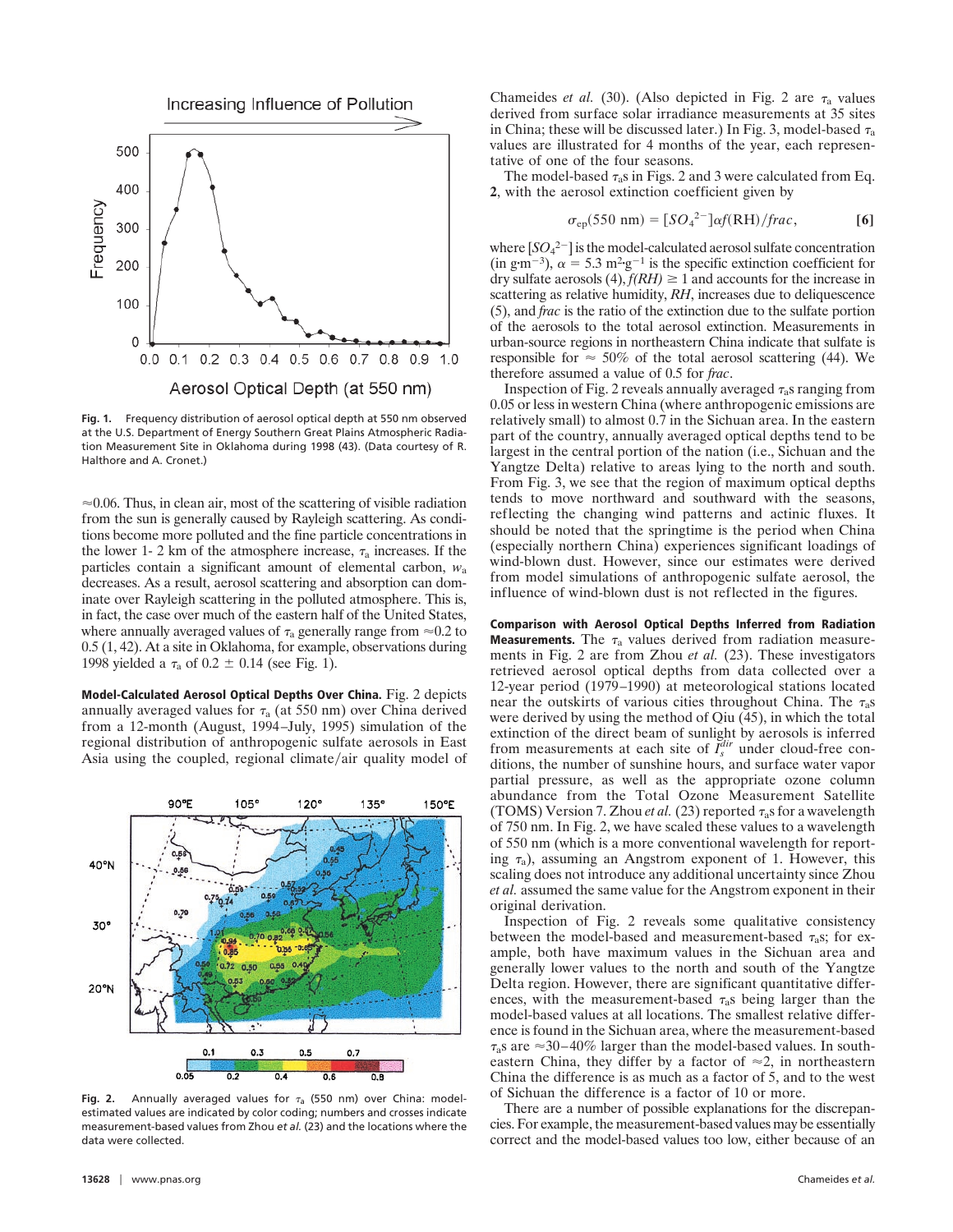Fig. 1. Frequency distribution of aerosol optical depth at 550 nm observed at the U.S. Department of Energy Southern Great Plains Atmospheric Radiation Measurement Site in Oklahoma during 1998 (43). (Data courtesy of R. Halthore and A. Cronet.)

≈0.06. Thus, in clean air, most of the scattering of visible radiation from the sun is generally caused by Rayleigh scattering. As conditions become more polluted and the fine particle concentrations in the lower 1- 2 km of the atmosphere increase, $\tau_a$ increases. If the particles contain a significant amount of elemental carbon, $w_a$ decreases. As a result, aerosol scattering and absorption can dominate over Rayleigh scattering in the polluted atmosphere. This is, in fact, the case over much of the eastern half of the United States, where annually averaged values of $\tau_a$ generally range from ≈0.2 to 0.5 (1, 42). At a site in Oklahoma, for example, observations during 1998 yielded a $\tau_a$ of 0.2 ± 0.14 (see Fig. 1).

**Model-Calculated Aerosol Optical Depths Over China.** Fig. 2 depicts annually averaged values for $\tau_a$ (at 550 nm) over China derived from a 12-month (August, 1994–July, 1995) simulation of the regional distribution of anthropogenic sulfate aerosols in East Asia using the coupled, regional climate/air quality model of Chameides *et al.* (30). (Also depicted in Fig. 2 are $\tau_a$ values derived from surface solar irradiance measurements at 35 sites in China; these will be discussed later.) In Fig. 3, model-based $\tau_a$ values are illustrated for 4 months of the year, each representative of one of the four seasons.

Fig. 2. Annually averaged values for $\tau_a$ (550 nm) over China: model-estimated values are indicated by color coding; numbers and crosses indicate measurement-based values from Zhou *et al.* (23) and the locations where the data were collected.

The model-based $\tau_a$s in Figs. 2 and 3 were calculated from Eq. **2**, with the aerosol extinction coefficient given by

$$\sigma_{ep}(550\ \text{nm}) = [SO_4{}^{2-}]\alpha f(\text{RH})/frac, \qquad \textbf{[6]}$$

where $[SO_4{}^{2-}]$ is the model-calculated aerosol sulfate concentration (in $g \cdot m^{-3}$), $\alpha = 5.3\ m^2 \cdot g^{-1}$ is the specific extinction coefficient for dry sulfate aerosols (4), $f(RH) \geq 1$ and accounts for the increase in scattering as relative humidity, *RH*, increases due to deliquescence (5), and *frac* is the ratio of the extinction due to the sulfate portion of the aerosols to the total aerosol extinction. Measurements in urban-source regions in northeastern China indicate that sulfate is responsible for ≈ 50% of the total aerosol scattering (44). We therefore assumed a value of 0.5 for *frac*.

Inspection of Fig. 2 reveals annually averaged $\tau_a$s ranging from 0.05 or less in western China (where anthropogenic emissions are relatively small) to almost 0.7 in the Sichuan area. In the eastern part of the country, annually averaged optical depths tend to be largest in the central portion of the nation (i.e., Sichuan and the Yangtze Delta) relative to areas lying to the north and south. From Fig. 3, we see that the region of maximum optical depths tends to move northward and southward with the seasons, reflecting the changing wind patterns and actinic fluxes. It should be noted that the springtime is the period when China (especially northern China) experiences significant loadings of wind-blown dust. However, since our estimates were derived from model simulations of anthropogenic sulfate aerosol, the influence of wind-blown dust is not reflected in the figures.

**Comparison with Aerosol Optical Depths Inferred from Radiation Measurements.** The $\tau_a$ values derived from radiation measurements in Fig. 2 are from Zhou *et al.* (23). These investigators retrieved aerosol optical depths from data collected over a 12-year period (1979–1990) at meteorological stations located near the outskirts of various cities throughout China. The $\tau_a$s were derived by using the method of Qiu (45), in which the total extinction of the direct beam of sunlight by aerosols is inferred from measurements at each site of $I_s^{dir}$ under cloud-free conditions, the number of sunshine hours, and surface water vapor partial pressure, as well as the appropriate ozone column abundance from the Total Ozone Measurement Satellite (TOMS) Version 7. Zhou *et al.* (23) reported $\tau_a$s for a wavelength of 750 nm. In Fig. 2, we have scaled these values to a wavelength of 550 nm (which is a more conventional wavelength for reporting $\tau_a$), assuming an Angstrom exponent of 1. However, this scaling does not introduce any additional uncertainty since Zhou *et al.* assumed the same value for the Angstrom exponent in their original derivation.

Inspection of Fig. 2 reveals some qualitative consistency between the model-based and measurement-based $\tau_a$s; for example, both have maximum values in the Sichuan area and generally lower values to the north and south of the Yangtze Delta region. However, there are significant quantitative differences, with the measurement-based $\tau_a$s being larger than the model-based values at all locations. The smallest relative difference is found in the Sichuan area, where the measurement-based $\tau_a$s are ≈30–40% larger than the model-based values. In southeastern China, they differ by a factor of ≈2, in northeastern China the difference is as much as a factor of 5, and to the west of Sichuan the difference is a factor of 10 or more.

There are a number of possible explanations for the discrepancies. For example, the measurement-based values may be essentially correct and the model-based values too low, either because of an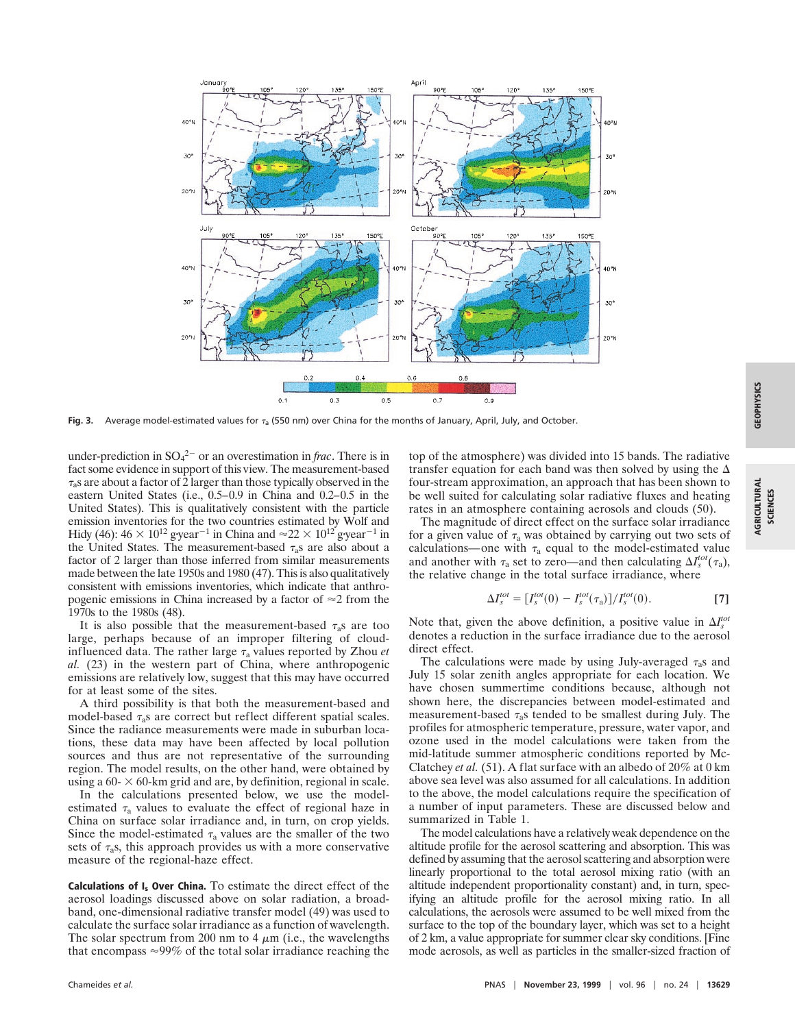**Fig. 3.** Average model-estimated values for $\tau_a$ (550 nm) over China for the months of January, April, July, and October.

under-prediction in $SO_4^{2-}$ or an overestimation in *frac*. There is in fact some evidence in support of this view. The measurement-based $\tau_a$s are about a factor of 2 larger than those typically observed in the eastern United States (i.e., 0.5–0.9 in China and 0.2–0.5 in the United States). This is qualitatively consistent with the particle emission inventories for the two countries estimated by Wolf and Hidy (46): $46 \times 10^{12}$ g·year$^{-1}$ in China and $\approx 22 \times 10^{12}$ g·year$^{-1}$ in the United States. The measurement-based $\tau_a$s are also about a factor of 2 larger than those inferred from similar measurements made between the late 1950s and 1980 (47). This is also qualitatively consistent with emissions inventories, which indicate that anthropogenic emissions in China increased by a factor of $\approx$2 from the 1970s to the 1980s (48).

It is also possible that the measurement-based $\tau_a$s are too large, perhaps because of an improper filtering of cloud-influenced data. The rather large $\tau_a$ values reported by Zhou *et al.* (23) in the western part of China, where anthropogenic emissions are relatively low, suggest that this may have occurred for at least some of the sites.

A third possibility is that both the measurement-based and model-based $\tau_a$s are correct but reflect different spatial scales. Since the radiance measurements were made in suburban locations, these data may have been affected by local pollution sources and thus are not representative of the surrounding region. The model results, on the other hand, were obtained by using a 60- × 60-km grid and are, by definition, regional in scale.

In the calculations presented below, we use the model-estimated $\tau_a$ values to evaluate the effect of regional haze in China on surface solar irradiance and, in turn, on crop yields. Since the model-estimated $\tau_a$ values are the smaller of the two sets of $\tau_a$s, this approach provides us with a more conservative measure of the regional-haze effect.

**Calculations of $I_s$ Over China.** To estimate the direct effect of the aerosol loadings discussed above on solar radiation, a broadband, one-dimensional radiative transfer model (49) was used to calculate the surface solar irradiance as a function of wavelength. The solar spectrum from 200 nm to 4 $\mu$m (i.e., the wavelengths that encompass $\approx$99% of the total solar irradiance reaching the top of the atmosphere) was divided into 15 bands. The radiative transfer equation for each band was then solved by using the $\Delta$ four-stream approximation, an approach that has been shown to be well suited for calculating solar radiative fluxes and heating rates in an atmosphere containing aerosols and clouds (50).

The magnitude of direct effect on the surface solar irradiance for a given value of $\tau_a$ was obtained by carrying out two sets of calculations—one with $\tau_a$ equal to the model-estimated value and another with $\tau_a$ set to zero—and then calculating $\Delta I_s^{tot}(\tau_a)$, the relative change in the total surface irradiance, where

$$\Delta I_s^{tot} = [I_s^{tot}(0) - I_s^{tot}(\tau_a)]/I_s^{tot}(0). \qquad [7]$$

Note that, given the above definition, a positive value in $\Delta I_s^{tot}$ denotes a reduction in the surface irradiance due to the aerosol direct effect.

The calculations were made by using July-averaged $\tau_a$s and July 15 solar zenith angles appropriate for each location. We have chosen summertime conditions because, although not shown here, the discrepancies between model-estimated and measurement-based $\tau_a$s tended to be smallest during July. The profiles for atmospheric temperature, pressure, water vapor, and ozone used in the model calculations were taken from the mid-latitude summer atmospheric conditions reported by McClatchey *et al.* (51). A flat surface with an albedo of 20% at 0 km above sea level was also assumed for all calculations. In addition to the above, the model calculations require the specification of a number of input parameters. These are discussed below and summarized in Table 1.

The model calculations have a relatively weak dependence on the altitude profile for the aerosol scattering and absorption. This was defined by assuming that the aerosol scattering and absorption were linearly proportional to the total aerosol mixing ratio (with an altitude independent proportionality constant) and, in turn, specifying an altitude profile for the aerosol mixing ratio. In all calculations, the aerosols were assumed to be well mixed from the surface to the top of the boundary layer, which was set to a height of 2 km, a value appropriate for summer clear sky conditions. [Fine mode aerosols, as well as particles in the smaller-sized fraction of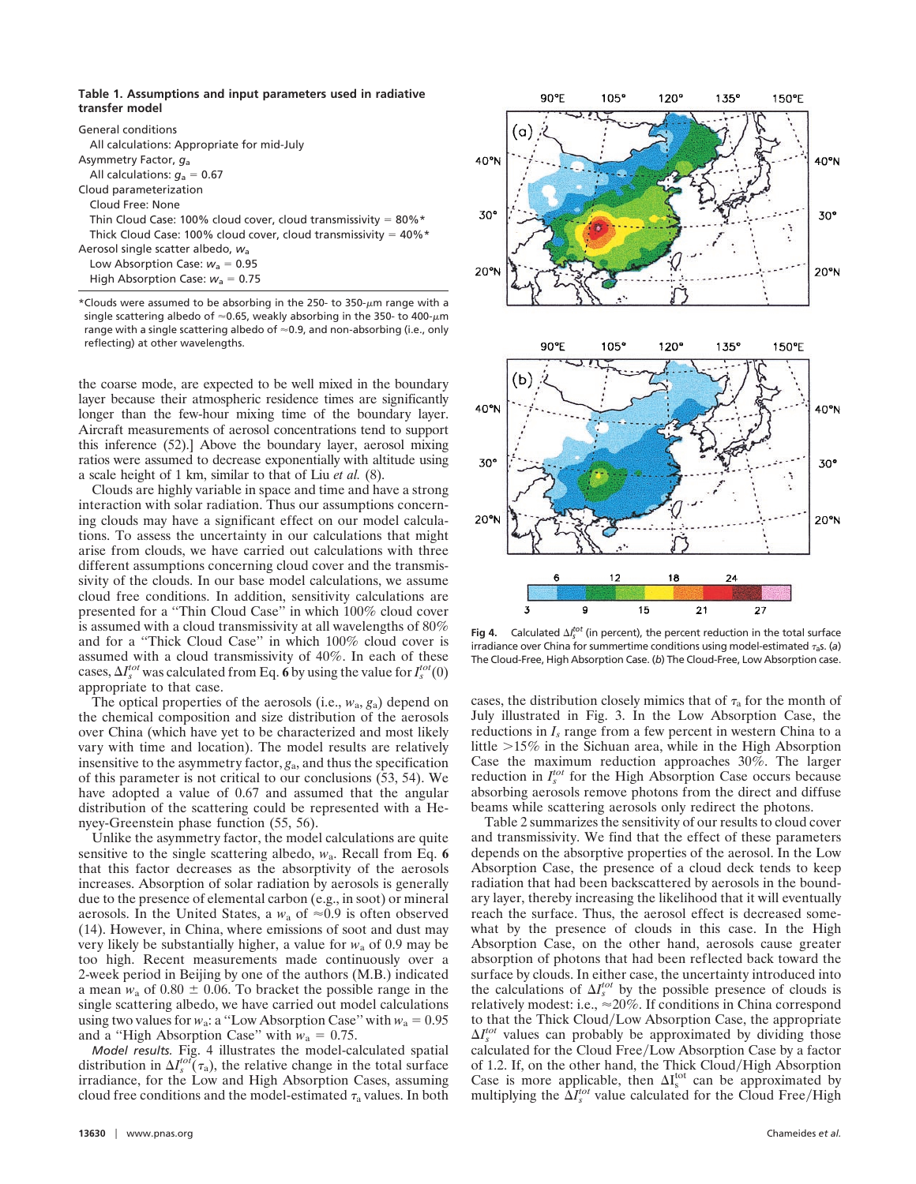**Table 1. Assumptions and input parameters used in radiative transfer model**

General conditions
  All calculations: Appropriate for mid-July
Asymmetry Factor, $g_a$
  All calculations: $g_a = 0.67$
Cloud parameterization
  Cloud Free: None
  Thin Cloud Case: 100% cloud cover, cloud transmissivity = 80%*
  Thick Cloud Case: 100% cloud cover, cloud transmissivity = 40%*
Aerosol single scatter albedo, $w_a$
  Low Absorption Case: $w_a = 0.95$
  High Absorption Case: $w_a = 0.75$

*Clouds were assumed to be absorbing in the 250- to 350-$\mu$m range with a single scattering albedo of ≈0.65, weakly absorbing in the 350- to 400-$\mu$m range with a single scattering albedo of ≈0.9, and non-absorbing (i.e., only reflecting) at other wavelengths.

the coarse mode, are expected to be well mixed in the boundary layer because their atmospheric residence times are significantly longer than the few-hour mixing time of the boundary layer. Aircraft measurements of aerosol concentrations tend to support this inference (52).] Above the boundary layer, aerosol mixing ratios were assumed to decrease exponentially with altitude using a scale height of 1 km, similar to that of Liu *et al.* (8).

Clouds are highly variable in space and time and have a strong interaction with solar radiation. Thus our assumptions concerning clouds may have a significant effect on our model calculations. To assess the uncertainty in our calculations that might arise from clouds, we have carried out our calculations with three different assumptions concerning cloud cover and the transmissivity of the clouds. In our base model calculations, we assume cloud free conditions. In addition, sensitivity calculations are presented for a "Thin Cloud Case" in which 100% cloud cover is assumed with a cloud transmissivity at all wavelengths of 80% and for a "Thick Cloud Case" in which 100% cloud cover is assumed with a cloud transmissivity of 40%. In each of these cases, $\Delta I_s^{tot}$ was calculated from Eq. **6** by using the value for $I_s^{tot}(0)$ appropriate to that case.

The optical properties of the aerosols (i.e., $w_a$, $g_a$) depend on the chemical composition and size distribution of the aerosols over China (which have yet to be characterized and most likely vary with time and location). The model results are relatively insensitive to the asymmetry factor, $g_a$, and thus the specification of this parameter is not critical to our conclusions (53, 54). We have adopted a value of 0.67 and assumed that the angular distribution of the scattering could be represented with a Henyey-Greenstein phase function (55, 56).

Unlike the asymmetry factor, the model calculations are quite sensitive to the single scattering albedo, $w_a$. Recall from Eq. **6** that this factor decreases as the absorptivity of the aerosols increases. Absorption of solar radiation by aerosols is generally due to the presence of elemental carbon (e.g., in soot) or mineral aerosols. In the United States, a $w_a$ of ≈0.9 is often observed (14). However, in China, where emissions of soot and dust may very likely be substantially higher, a value for $w_a$ of 0.9 may be too high. Recent measurements made continuously over a 2-week period in Beijing by one of the authors (M.B.) indicated a mean $w_a$ of 0.80 ± 0.06. To bracket the possible range in the single scattering albedo, we have carried out model calculations using two values for $w_a$: a "Low Absorption Case" with $w_a = 0.95$ and a "High Absorption Case" with $w_a = 0.75$.

*Model results.* Fig. 4 illustrates the model-calculated spatial distribution in $\Delta I_s^{tot}(\tau_a)$, the relative change in the total surface irradiance, for the Low and High Absorption Cases, assuming cloud free conditions and the model-estimated $\tau_a$ values. In both cases, the distribution closely mimics that of $\tau_a$ for the month of July illustrated in Fig. 3. In the Low Absorption Case, the reductions in $I_s$ range from a few percent in western China to a little >15% in the Sichuan area, while in the High Absorption Case the maximum reduction approaches 30%. The larger reduction in $I_s^{tot}$ for the High Absorption Case occurs because absorbing aerosols remove photons from the direct and diffuse beams while scattering aerosols only redirect the photons.

**Fig 4.** Calculated $\Delta I_s^{tot}$ (in percent), the percent reduction in the total surface irradiance over China for summertime conditions using model-estimated $\tau_a$s. (*a*) The Cloud-Free, High Absorption Case. (*b*) The Cloud-Free, Low Absorption case.

Table 2 summarizes the sensitivity of our results to cloud cover and transmissivity. We find that the effect of these parameters depends on the absorptive properties of the aerosol. In the Low Absorption Case, the presence of a cloud deck tends to keep radiation that had been backscattered by aerosols in the boundary layer, thereby increasing the likelihood that it will eventually reach the surface. Thus, the aerosol effect is decreased somewhat by the presence of clouds in this case. In the High Absorption Case, on the other hand, aerosols cause greater absorption of photons that had been reflected back toward the surface by clouds. In either case, the uncertainty introduced into the calculations of $\Delta I_s^{tot}$ by the possible presence of clouds is relatively modest: i.e., ≈20%. If conditions in China correspond to that the Thick Cloud/Low Absorption Case, the appropriate $\Delta I_s^{tot}$ values can probably be approximated by dividing those calculated for the Cloud Free/Low Absorption Case by a factor of 1.2. If, on the other hand, the Thick Cloud/High Absorption Case is more applicable, then $\Delta I_s^{tot}$ can be approximated by multiplying the $\Delta I_s^{tot}$ value calculated for the Cloud Free/High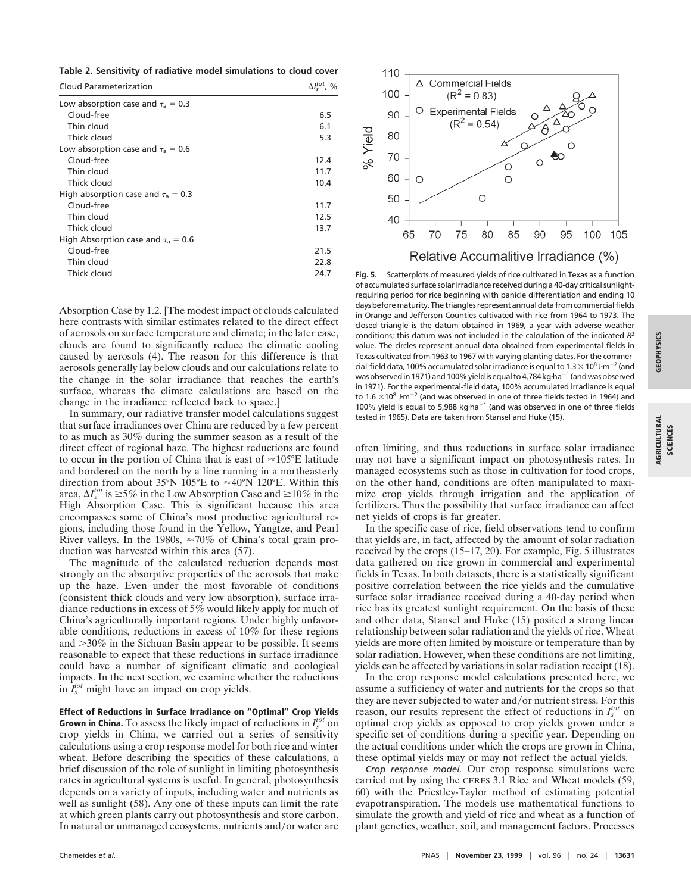**Table 2. Sensitivity of radiative model simulations to cloud cover**

| Cloud Parameterization | $\Delta I_s^{tot}$, % |
|---|---|
| Low absorption case and $\tau_a$ = 0.3 | |
| Cloud-free | 6.5 |
| Thin cloud | 6.1 |
| Thick cloud | 5.3 |
| Low absorption case and $\tau_a$ = 0.6 | |
| Cloud-free | 12.4 |
| Thin cloud | 11.7 |
| Thick cloud | 10.4 |
| High absorption case and $\tau_a$ = 0.3 | |
| Cloud-free | 11.7 |
| Thin cloud | 12.5 |
| Thick cloud | 13.7 |
| High Absorption case and $\tau_a$ = 0.6 | |
| Cloud-free | 21.5 |
| Thin cloud | 22.8 |
| Thick cloud | 24.7 |

Absorption Case by 1.2. [The modest impact of clouds calculated here contrasts with similar estimates related to the direct effect of aerosols on surface temperature and climate; in the later case, clouds are found to significantly reduce the climatic cooling caused by aerosols (4). The reason for this difference is that aerosols generally lay below clouds and our calculations relate to the change in the solar irradiance that reaches the earth's surface, whereas the climate calculations are based on the change in the irradiance reflected back to space.]

In summary, our radiative transfer model calculations suggest that surface irradiances over China are reduced by a few percent to as much as 30% during the summer season as a result of the direct effect of regional haze. The highest reductions are found to occur in the portion of China that is east of ≈105°E latitude and bordered on the north by a line running in a northeasterly direction from about 35°N 105°E to ≈40°N 120°E. Within this area, $\Delta I_s^{tot}$ is ≥5% in the Low Absorption Case and ≥10% in the High Absorption Case. This is significant because this area encompasses some of China's most productive agricultural regions, including those found in the Yellow, Yangtze, and Pearl River valleys. In the 1980s, ≈70% of China's total grain production was harvested within this area (57).

The magnitude of the calculated reduction depends most strongly on the absorptive properties of the aerosols that make up the haze. Even under the most favorable of conditions (consistent thick clouds and very low absorption), surface irradiance reductions in excess of 5% would likely apply for much of China's agriculturally important regions. Under highly unfavorable conditions, reductions in excess of 10% for these regions and >30% in the Sichuan Basin appear to be possible. It seems reasonable to expect that these reductions in surface irradiance could have a number of significant climatic and ecological impacts. In the next section, we examine whether the reductions in $I_s^{tot}$ might have an impact on crop yields.

**Effect of Reductions in Surface Irradiance on "Optimal" Crop Yields Grown in China.** To assess the likely impact of reductions in $I_s^{tot}$ on crop yields in China, we carried out a series of sensitivity calculations using a crop response model for both rice and winter wheat. Before describing the specifics of these calculations, a brief discussion of the role of sunlight in limiting photosynthesis rates in agricultural systems is useful. In general, photosynthesis depends on a variety of inputs, including water and nutrients as well as sunlight (58). Any one of these inputs can limit the rate at which green plants carry out photosynthesis and store carbon. In natural or unmanaged ecosystems, nutrients and/or water are often limiting, and thus reductions in surface solar irradiance may not have a significant impact on photosynthesis rates. In managed ecosystems such as those in cultivation for food crops, on the other hand, conditions are often manipulated to maximize crop yields through irrigation and the application of fertilizers. Thus the possibility that surface irradiance can affect net yields of crops is far greater.

**Fig. 5.** Scatterplots of measured yields of rice cultivated in Texas as a function of accumulated surface solar irradiance received during a 40-day critical sunlight-requiring period for rice beginning with panicle differentiation and ending 10 days before maturity. The triangles represent annual data from commercial fields in Orange and Jefferson Counties cultivated with rice from 1964 to 1973. The closed triangle is the datum obtained in 1969, a year with adverse weather conditions; this datum was not included in the calculation of the indicated $R^2$ value. The circles represent annual data obtained from experimental fields in Texas cultivated from 1963 to 1967 with varying planting dates. For the commercial-field data, 100% accumulated solar irradiance is equal to $1.3 \times 10^8$ J·m$^{-2}$ (and was observed in 1971) and 100% yield is equal to 4,784 kg·ha$^{-1}$ (and was observed in 1971). For the experimental-field data, 100% accumulated irradiance is equal to $1.6 \times 10^8$ J·m$^{-2}$ (and was observed in one of three fields tested in 1964) and 100% yield is equal to 5,988 kg·ha$^{-1}$ (and was observed in one of three fields tested in 1965). Data are taken from Stansel and Huke (15).

In the specific case of rice, field observations tend to confirm that yields are, in fact, affected by the amount of solar radiation received by the crops (15–17, 20). For example, Fig. 5 illustrates data gathered on rice grown in commercial and experimental fields in Texas. In both datasets, there is a statistically significant positive correlation between the rice yields and the cumulative surface solar irradiance received during a 40-day period when rice has its greatest sunlight requirement. On the basis of these and other data, Stansel and Huke (15) posited a strong linear relationship between solar radiation and the yields of rice. Wheat yields are more often limited by moisture or temperature than by solar radiation. However, when these conditions are not limiting, yields can be affected by variations in solar radiation receipt (18).

In the crop response model calculations presented here, we assume a sufficiency of water and nutrients for the crops so that they are never subjected to water and/or nutrient stress. For this reason, our results represent the effect of reductions in $I_s^{tot}$ on optimal crop yields as opposed to crop yields grown under a specific set of conditions during a specific year. Depending on the actual conditions under which the crops are grown in China, these optimal yields may or may not reflect the actual yields.

*Crop response model.* Our crop response simulations were carried out by using the CERES 3.1 Rice and Wheat models (59, 60) with the Priestley-Taylor method of estimating potential evapotranspiration. The models use mathematical functions to simulate the growth and yield of rice and wheat as a function of plant genetics, weather, soil, and management factors. Processes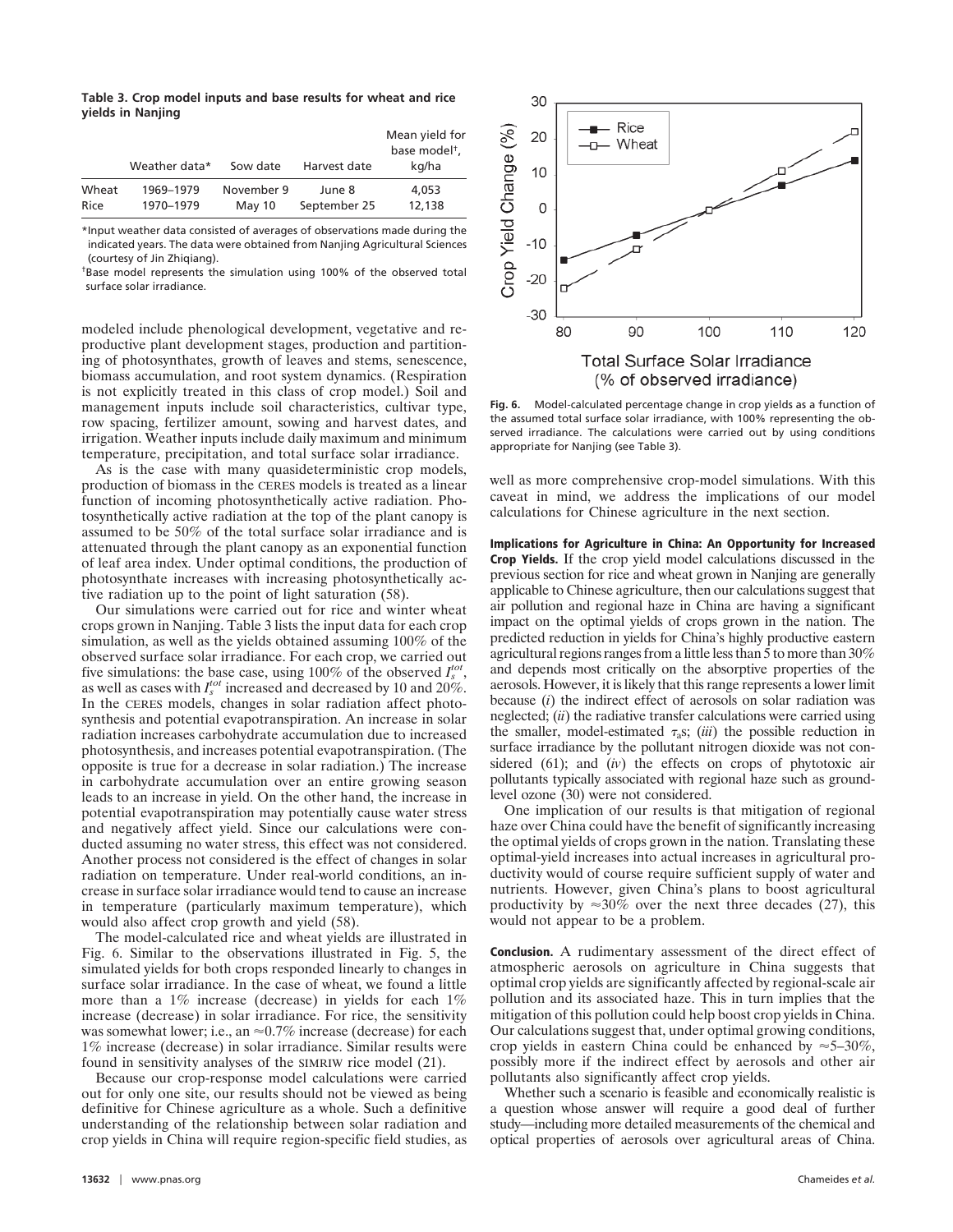**Table 3. Crop model inputs and base results for wheat and rice yields in Nanjing**

| | Weather data* | Sow date | Harvest date | Mean yield for base model†, kg/ha |
|---|---|---|---|---|
| Wheat | 1969–1979 | November 9 | June 8 | 4,053 |
| Rice | 1970–1979 | May 10 | September 25 | 12,138 |

*Input weather data consisted of averages of observations made during the indicated years. The data were obtained from Nanjing Agricultural Sciences (courtesy of Jin Zhiqiang).

†Base model represents the simulation using 100% of the observed total surface solar irradiance.

modeled include phenological development, vegetative and reproductive plant development stages, production and partitioning of photosynthates, growth of leaves and stems, senescence, biomass accumulation, and root system dynamics. (Respiration is not explicitly treated in this class of crop model.) Soil and management inputs include soil characteristics, cultivar type, row spacing, fertilizer amount, sowing and harvest dates, and irrigation. Weather inputs include daily maximum and minimum temperature, precipitation, and total surface solar irradiance.

As is the case with many quasideterministic crop models, production of biomass in the CERES models is treated as a linear function of incoming photosynthetically active radiation. Photosynthetically active radiation at the top of the plant canopy is assumed to be 50% of the total surface solar irradiance and is attenuated through the plant canopy as an exponential function of leaf area index. Under optimal conditions, the production of photosynthate increases with increasing photosynthetically active radiation up to the point of light saturation (58).

Our simulations were carried out for rice and winter wheat crops grown in Nanjing. Table 3 lists the input data for each crop simulation, as well as the yields obtained assuming 100% of the observed surface solar irradiance. For each crop, we carried out five simulations: the base case, using 100% of the observed $I_s^{tot}$, as well as cases with $I_s^{tot}$ increased and decreased by 10 and 20%. In the CERES models, changes in solar radiation affect photosynthesis and potential evapotranspiration. An increase in solar radiation increases carbohydrate accumulation due to increased photosynthesis, and increases potential evapotranspiration. (The opposite is true for a decrease in solar radiation.) The increase in carbohydrate accumulation over an entire growing season leads to an increase in yield. On the other hand, the increase in potential evapotranspiration may potentially cause water stress and negatively affect yield. Since our calculations were conducted assuming no water stress, this effect was not considered. Another process not considered is the effect of changes in solar radiation on temperature. Under real-world conditions, an increase in surface solar irradiance would tend to cause an increase in temperature (particularly maximum temperature), which would also affect crop growth and yield (58).

The model-calculated rice and wheat yields are illustrated in Fig. 6. Similar to the observations illustrated in Fig. 5, the simulated yields for both crops responded linearly to changes in surface solar irradiance. In the case of wheat, we found a little more than a 1% increase (decrease) in yields for each 1% increase (decrease) in solar irradiance. For rice, the sensitivity was somewhat lower; i.e., an ≈0.7% increase (decrease) for each 1% increase (decrease) in solar irradiance. Similar results were found in sensitivity analyses of the SIMRIW rice model (21).

Because our crop-response model calculations were carried out for only one site, our results should not be viewed as being definitive for Chinese agriculture as a whole. Such a definitive understanding of the relationship between solar radiation and crop yields in China will require region-specific field studies, as well as more comprehensive crop-model simulations. With this caveat in mind, we address the implications of our model calculations for Chinese agriculture in the next section.

**Fig. 6.** Model-calculated percentage change in crop yields as a function of the assumed total surface solar irradiance, with 100% representing the observed irradiance. The calculations were carried out by using conditions appropriate for Nanjing (see Table 3).

**Implications for Agriculture in China: An Opportunity for Increased Crop Yields.** If the crop yield model calculations discussed in the previous section for rice and wheat grown in Nanjing are generally applicable to Chinese agriculture, then our calculations suggest that air pollution and regional haze in China are having a significant impact on the optimal yields of crops grown in the nation. The predicted reduction in yields for China's highly productive eastern agricultural regions ranges from a little less than 5 to more than 30% and depends most critically on the absorptive properties of the aerosols. However, it is likely that this range represents a lower limit because (*i*) the indirect effect of aerosols on solar radiation was neglected; (*ii*) the radiative transfer calculations were carried using the smaller, model-estimated $\tau_a$s; (*iii*) the possible reduction in surface irradiance by the pollutant nitrogen dioxide was not considered (61); and (*iv*) the effects on crops of phytotoxic air pollutants typically associated with regional haze such as ground-level ozone (30) were not considered.

One implication of our results is that mitigation of regional haze over China could have the benefit of significantly increasing the optimal yields of crops grown in the nation. Translating these optimal-yield increases into actual increases in agricultural productivity would of course require sufficient supply of water and nutrients. However, given China's plans to boost agricultural productivity by ≈30% over the next three decades (27), this would not appear to be a problem.

**Conclusion.** A rudimentary assessment of the direct effect of atmospheric aerosols on agriculture in China suggests that optimal crop yields are significantly affected by regional-scale air pollution and its associated haze. This in turn implies that the mitigation of this pollution could help boost crop yields in China. Our calculations suggest that, under optimal growing conditions, crop yields in eastern China could be enhanced by ≈5–30%, possibly more if the indirect effect by aerosols and other air pollutants also significantly affect crop yields.

Whether such a scenario is feasible and economically realistic is a question whose answer will require a good deal of further study—including more detailed measurements of the chemical and optical properties of aerosols over agricultural areas of China.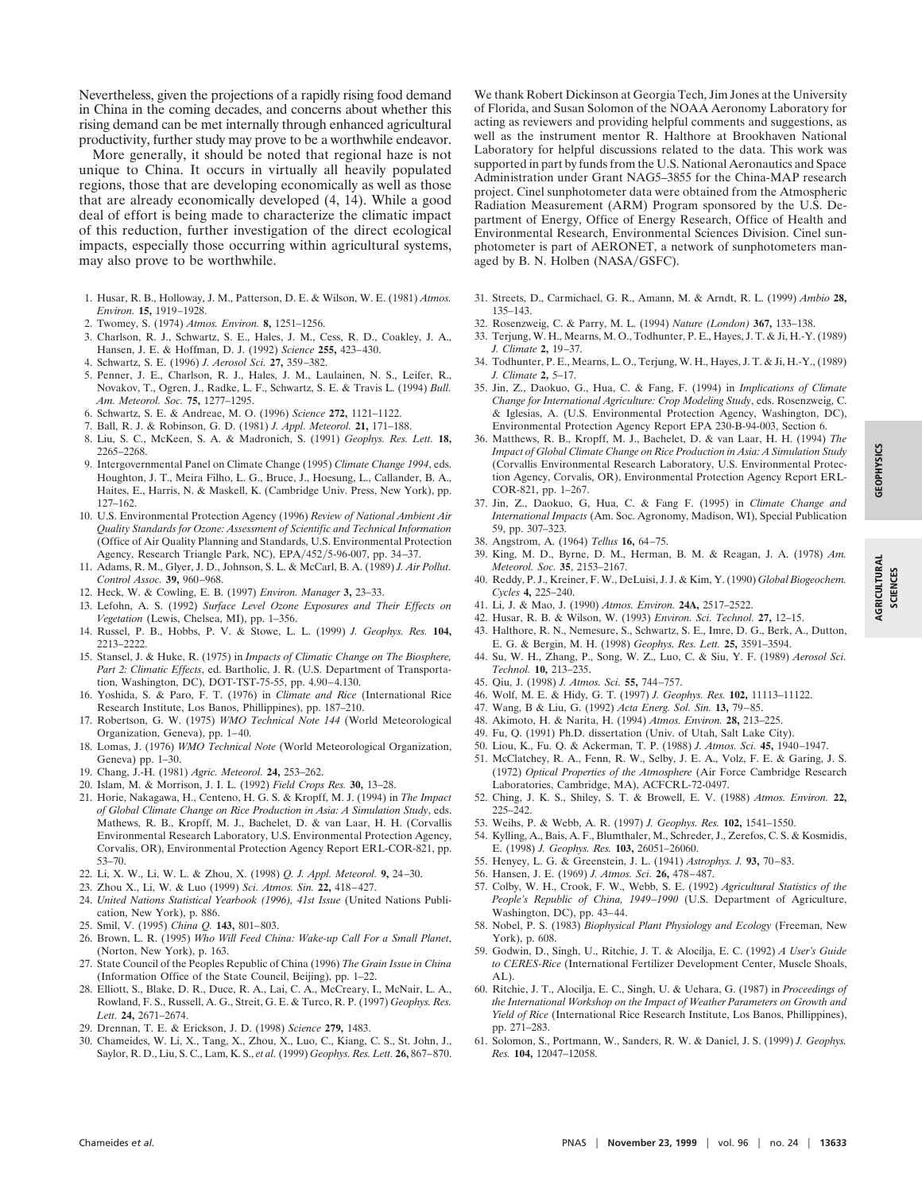Nevertheless, given the projections of a rapidly rising food demand in China in the coming decades, and concerns about whether this rising demand can be met internally through enhanced agricultural productivity, further study may prove to be a worthwhile endeavor.

More generally, it should be noted that regional haze is not unique to China. It occurs in virtually all heavily populated regions, those that are developing economically as well as those that are already economically developed (4, 14). While a good deal of effort is being made to characterize the climatic impact of this reduction, further investigation of the direct ecological impacts, especially those occurring within agricultural systems, may also prove to be worthwhile.

We thank Robert Dickinson at Georgia Tech, Jim Jones at the University of Florida, and Susan Solomon of the NOAA Aeronomy Laboratory for acting as reviewers and providing helpful comments and suggestions, as well as the instrument mentor R. Halthore at Brookhaven National Laboratory for helpful discussions related to the data. This work was supported in part by funds from the U.S. National Aeronautics and Space Administration under Grant NAG5–3855 for the China-MAP research project. Cinel sunphotometer data were obtained from the Atmospheric Radiation Measurement (ARM) Program sponsored by the U.S. Department of Energy, Office of Energy Research, Office of Health and Environmental Research, Environmental Sciences Division. Cinel sunphotometer is part of AERONET, a network of sunphotometers managed by B. N. Holben (NASA/GSFC).

1. Husar, R. B., Holloway, J. M., Patterson, D. E. & Wilson, W. E. (1981) *Atmos. Environ.* **15,** 1919–1928.
2. Twomey, S. (1974) *Atmos. Environ.* **8,** 1251–1256.
3. Charlson, R. J., Schwartz, S. E., Hales, J. M., Cess, R. D., Coakley, J. A., Hansen, J. E. & Hoffman, D. J. (1992) *Science* **255,** 423–430.
4. Schwartz, S. E. (1996) *J. Aerosol Sci.* **27,** 359–382.
5. Penner, J. E., Charlson, R. J., Hales, J. M., Laulainen, N. S., Leifer, R., Novakov, T., Ogren, J., Radke, L. F., Schwartz, S. E. & Travis L. (1994) *Bull. Am. Meteorol. Soc.* **75,** 1277–1295.
6. Schwartz, S. E. & Andreae, M. O. (1996) *Science* **272,** 1121–1122.
7. Ball, R. J. & Robinson, G. D. (1981) *J. Appl. Meteorol.* **21,** 171–188.
8. Liu, S. C., McKeen, S. A. & Madronich, S. (1991) *Geophys. Res. Lett.* **18,** 2265–2268.
9. Intergovernmental Panel on Climate Change (1995) *Climate Change 1994*, eds. Houghton, J. T., Meira Filho, L. G., Bruce, J., Hoesung, L., Callander, B. A., Haites, E., Harris, N. & Maskell, K. (Cambridge Univ. Press, New York), pp. 127–162.
10. U.S. Environmental Protection Agency (1996) *Review of National Ambient Air Quality Standards for Ozone: Assessment of Scientific and Technical Information* (Office of Air Quality Planning and Standards, U.S. Environmental Protection Agency, Research Triangle Park, NC), EPA/452/5-96-007, pp. 34–37.
11. Adams, R. M., Glyer, J. D., Johnson, S. L. & McCarl, B. A. (1989) *J. Air Pollut. Control Assoc.* **39,** 960–968.
12. Heck, W. & Cowling, E. B. (1997) *Environ. Manager* **3,** 23–33.
13. Lefohn, A. S. (1992) *Surface Level Ozone Exposures and Their Effects on Vegetation* (Lewis, Chelsea, MI), pp. 1–356.
14. Russel, P. B., Hobbs, P. V. & Stowe, L. L. (1999) *J. Geophys. Res.* **104,** 2213–2222.
15. Stansel, J. & Huke, R. (1975) in *Impacts of Climatic Change on The Biosphere, Part 2: Climatic Effects*, ed. Bartholic, J. R. (U.S. Department of Transportation, Washington, DC), DOT-TST-75-55, pp. 4.90–4.130.
16. Yoshida, S. & Paro, F. T. (1976) in *Climate and Rice* (International Rice Research Institute, Los Banos, Phillippines), pp. 187–210.
17. Robertson, G. W. (1975) *WMO Technical Note 144* (World Meteorological Organization, Geneva), pp. 1–40.
18. Lomas, J. (1976) *WMO Technical Note* (World Meteorological Organization, Geneva) pp. 1–30.
19. Chang, J.-H. (1981) *Agric. Meteorol.* **24,** 253–262.
20. Islam, M. & Morrison, J. I. L. (1992) *Field Crops Res.* **30,** 13–28.
21. Horie, Nakagawa, H., Centeno, H. G. S. & Kropff, M. J. (1994) in *The Impact of Global Climate Change on Rice Production in Asia: A Simulation Study*, eds. Mathews, R. B., Kropff, M. J., Bachelet, D. & van Laar, H. H. (Corvallis Environmental Research Laboratory, U.S. Environmental Protection Agency, Corvalis, OR), Environmental Protection Agency Report ERL-COR-821, pp. 53–70.
22. Li, X. W., Li, W. L. & Zhou, X. (1998) *Q. J. Appl. Meteorol.* **9,** 24–30.
23. Zhou X., Li, W. & Luo (1999) *Sci. Atmos. Sin.* **22,** 418–427.
24. *United Nations Statistical Yearbook (1996), 41st Issue* (United Nations Publication, New York), p. 886.
25. Smil, V. (1995) *China Q.* **143,** 801–803.
26. Brown, L. R. (1995) *Who Will Feed China: Wake-up Call For a Small Planet*, (Norton, New York), p. 163.
27. State Council of the Peoples Republic of China (1996) *The Grain Issue in China* (Information Office of the State Council, Beijing), pp. 1–22.
28. Elliott, S., Blake, D. R., Duce, R. A., Lai, C. A., McCreary, I., McNair, L. A., Rowland, F. S., Russell, A. G., Streit, G. E. & Turco, R. P. (1997) *Geophys. Res. Lett.* **24,** 2671–2674.
29. Drennan, T. E. & Erickson, J. D. (1998) *Science* **279,** 1483.
30. Chameides, W. Li, X., Tang, X., Zhou, X., Luo, C., Kiang, C. S., St. John, J., Saylor, R. D., Liu, S. C., Lam, K. S., *et al.* (1999) *Geophys. Res. Lett.* **26,** 867–870.
31. Streets, D., Carmichael, G. R., Amann, M. & Arndt, R. L. (1999) *Ambio* **28,** 135–143.
32. Rosenzweig, C. & Parry, M. L. (1994) *Nature (London)* **367,** 133–138.
33. Terjung, W. H., Mearns, M. O., Todhunter, P. E., Hayes, J. T. & Ji, H.-Y. (1989) *J. Climate* **2,** 19–37.
34. Todhunter, P. E., Mearns, L. O., Terjung, W. H., Hayes, J. T. & Ji, H.-Y., (1989) *J. Climate* **2,** 5–17.
35. Jin, Z., Daokuo, G., Hua, C. & Fang, F. (1994) in *Implications of Climate Change for International Agriculture: Crop Modeling Study*, eds. Rosenzweig, C. & Iglesias, A. (U.S. Environmental Protection Agency, Washington, DC), Environmental Protection Agency Report EPA 230-B-94-003, Section 6.
36. Matthews, R. B., Kropff, M. J., Bachelet, D. & van Laar, H. H. (1994) *The Impact of Global Climate Change on Rice Production in Asia: A Simulation Study* (Corvallis Environmental Research Laboratory, U.S. Environmental Protection Agency, Corvalis, OR), Environmental Protection Agency Report ERL-COR-821, pp. 1–267.
37. Jin, Z., Daokuo, G., Hua, C. & Fang F. (1995) in *Climate Change and International Impacts* (Am. Soc. Agronomy, Madison, WI), Special Publication 59, pp. 307–323.
38. Angstrom, A. (1964) *Tellus* **16,** 64–75.
39. King, M. D., Byrne, D. M., Herman, B. M. & Reagan, J. A. (1978) *Am. Meteorol. Soc.* **35**, 2153–2167.
40. Reddy, P. J., Kreiner, F. W., DeLuisi, J. J. & Kim, Y. (1990) *Global Biogeochem. Cycles* **4,** 225–240.
41. Li, J. & Mao, J. (1990) *Atmos. Environ.* **24A,** 2517–2522.
42. Husar, R. B. & Wilson, W. (1993) *Environ. Sci. Technol.* **27,** 12–15.
43. Halthore, R. N., Nemesure, S., Schwartz, S. E., Imre, D. G., Berk, A., Dutton, E. G. & Bergin, M. H. (1998) *Geophys. Res. Lett.* **25,** 3591–3594.
44. Su, W. H., Zhang, P., Song, W. Z., Luo, C. & Siu, Y. F. (1989) *Aerosol Sci. Technol.* **10,** 213–235.
45. Qiu, J. (1998) *J. Atmos. Sci.* **55,** 744–757.
46. Wolf, M. E. & Hidy, G. T. (1997) *J. Geophys. Res.* **102,** 11113–11122.
47. Wang, B & Liu, G. (1992) *Acta Energ. Sol. Sin.* **13,** 79–85.
48. Akimoto, H. & Narita, H. (1994) *Atmos. Environ.* **28,** 213–225.
49. Fu, Q. (1991) Ph.D. dissertation (Univ. of Utah, Salt Lake City).
50. Liou, K., Fu. Q. & Ackerman, T. P. (1988) *J. Atmos. Sci.* **45,** 1940–1947.
51. McClatchey, R. A., Fenn, R. W., Selby, J. E. A., Volz, F. E. & Garing, J. S. (1972) *Optical Properties of the Atmosphere* (Air Force Cambridge Research Laboratories, Cambridge, MA), ACFCRL-72-0497.
52. Ching, J. K. S., Shiley, S. T. & Browell, E. V. (1988) *Atmos. Environ.* **22,** 225–242.
53. Weihs, P. & Webb, A. R. (1997) *J. Geophys. Res.* **102,** 1541–1550.
54. Kylling, A., Bais, A. F., Blumthaler, M., Schreder, J., Zerefos, C. S. & Kosmidis, E. (1998) *J. Geophys. Res.* **103,** 26051–26060.
55. Henyey, L. G. & Greenstein, J. L. (1941) *Astrophys. J.* **93,** 70–83.
56. Hansen, J. E. (1969) *J. Atmos. Sci.* **26,** 478–487.
57. Colby, W. H., Crook, F. W., Webb, S. E. (1992) *Agricultural Statistics of the People's Republic of China, 1949–1990* (U.S. Department of Agriculture, Washington, DC), pp. 43–44.
58. Nobel, P. S. (1983) *Biophysical Plant Physiology and Ecology* (Freeman, New York), p. 608.
59. Godwin, D., Singh, U., Ritchie, J. T. & Alocilja, E. C. (1992) *A User's Guide to CERES-Rice* (International Fertilizer Development Center, Muscle Shoals, AL).
60. Ritchie, J. T., Alocilja, E. C., Singh, U. & Uehara, G. (1987) in *Proceedings of the International Workshop on the Impact of Weather Parameters on Growth and Yield of Rice* (International Rice Research Institute, Los Banos, Phillippines), pp. 271–283.
61. Solomon, S., Portmann, W., Sanders, R. W. & Daniel, J. S. (1999) *J. Geophys. Res.* **104,** 12047–12058.